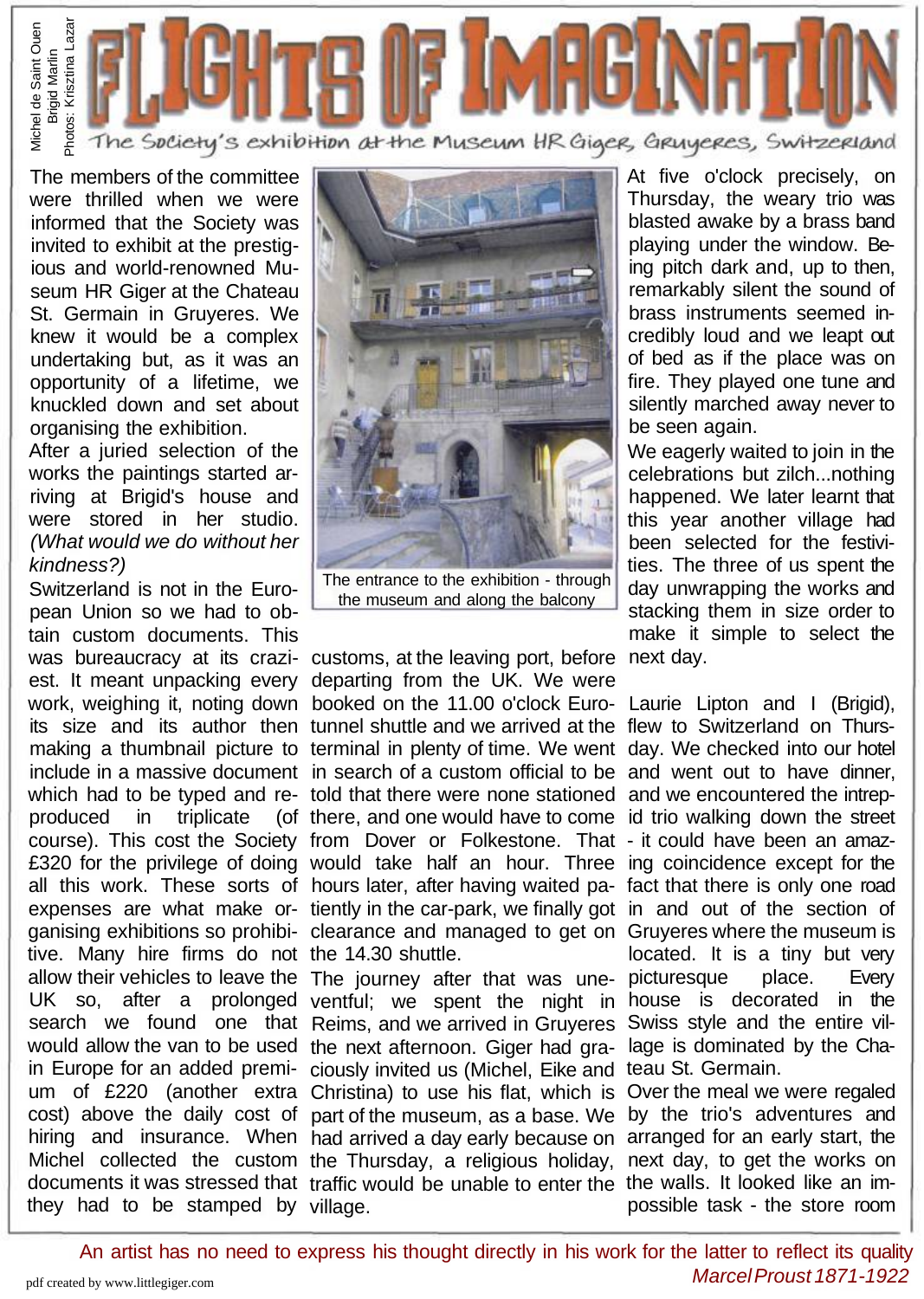# FLIGHTS OF IMAGINATION

The Society's exhibition at the Museum HR Giger, Gruyeres, Switzerland

Michel de Saint Ouen
Brigid Marlin
Photos: Krisztina Lazar

The members of the committee were thrilled when we were informed that the Society was invited to exhibit at the prestigious and world-renowned Museum HR Giger at the Chateau St. Germain in Gruyeres. We knew it would be a complex undertaking but, as it was an opportunity of a lifetime, we knuckled down and set about organising the exhibition.

After a juried selection of the works the paintings started arriving at Brigid's house and were stored in her studio. *(What would we do without her kindness?)*

Switzerland is not in the European Union so we had to obtain custom documents. This was bureaucracy at its craziest. It meant unpacking every work, weighing it, noting down its size and its author then making a thumbnail picture to include in a massive document which had to be typed and reproduced in triplicate (of course). This cost the Society £320 for the privilege of doing all this work. These sorts of expenses are what make organising exhibitions so prohibitive. Many hire firms do not allow their vehicles to leave the UK so, after a prolonged search we found one that would allow the van to be used in Europe for an added premium of £220 (another extra cost) above the daily cost of hiring and insurance. When Michel collected the custom documents it was stressed that they had to be stamped by customs, at the leaving port, before departing from the UK. We were booked on the 11.00 o'clock Eurotunnel shuttle and we arrived at the terminal in plenty of time. We went in search of a custom official to be told that there were none stationed there, and one would have to come from Dover or Folkestone. That would take half an hour. Three hours later, after having waited patiently in the car-park, we finally got clearance and managed to get on the 14.30 shuttle.

The entrance to the exhibition - through the museum and along the balcony

The journey after that was uneventful; we spent the night in Reims, and we arrived in Gruyeres the next afternoon. Giger had graciously invited us (Michel, Eike and Christina) to use his flat, which is part of the museum, as a base. We had arrived a day early because on the Thursday, a religious holiday, traffic would be unable to enter the village.

At five o'clock precisely, on Thursday, the weary trio was blasted awake by a brass band playing under the window. Being pitch dark and, up to then, remarkably silent the sound of brass instruments seemed incredibly loud and we leapt out of bed as if the place was on fire. They played one tune and silently marched away never to be seen again.

We eagerly waited to join in the celebrations but zilch...nothing happened. We later learnt that this year another village had been selected for the festivities. The three of us spent the day unwrapping the works and stacking them in size order to make it simple to select the next day.

Laurie Lipton and I (Brigid), flew to Switzerland on Thursday. We checked into our hotel and went out to have dinner, and we encountered the intrepid trio walking down the street - it could have been an amazing coincidence except for the fact that there is only one road in and out of the section of Gruyeres where the museum is located. It is a tiny but very picturesque place. Every house is decorated in the Swiss style and the entire village is dominated by the Chateau St. Germain.

Over the meal we were regaled by the trio's adventures and arranged for an early start, the next day, to get the works on the walls. It looked like an impossible task - the store room

*An artist has no need to express his thought directly in his work for the latter to reflect its quality*
*Marcel Proust 1871-1922*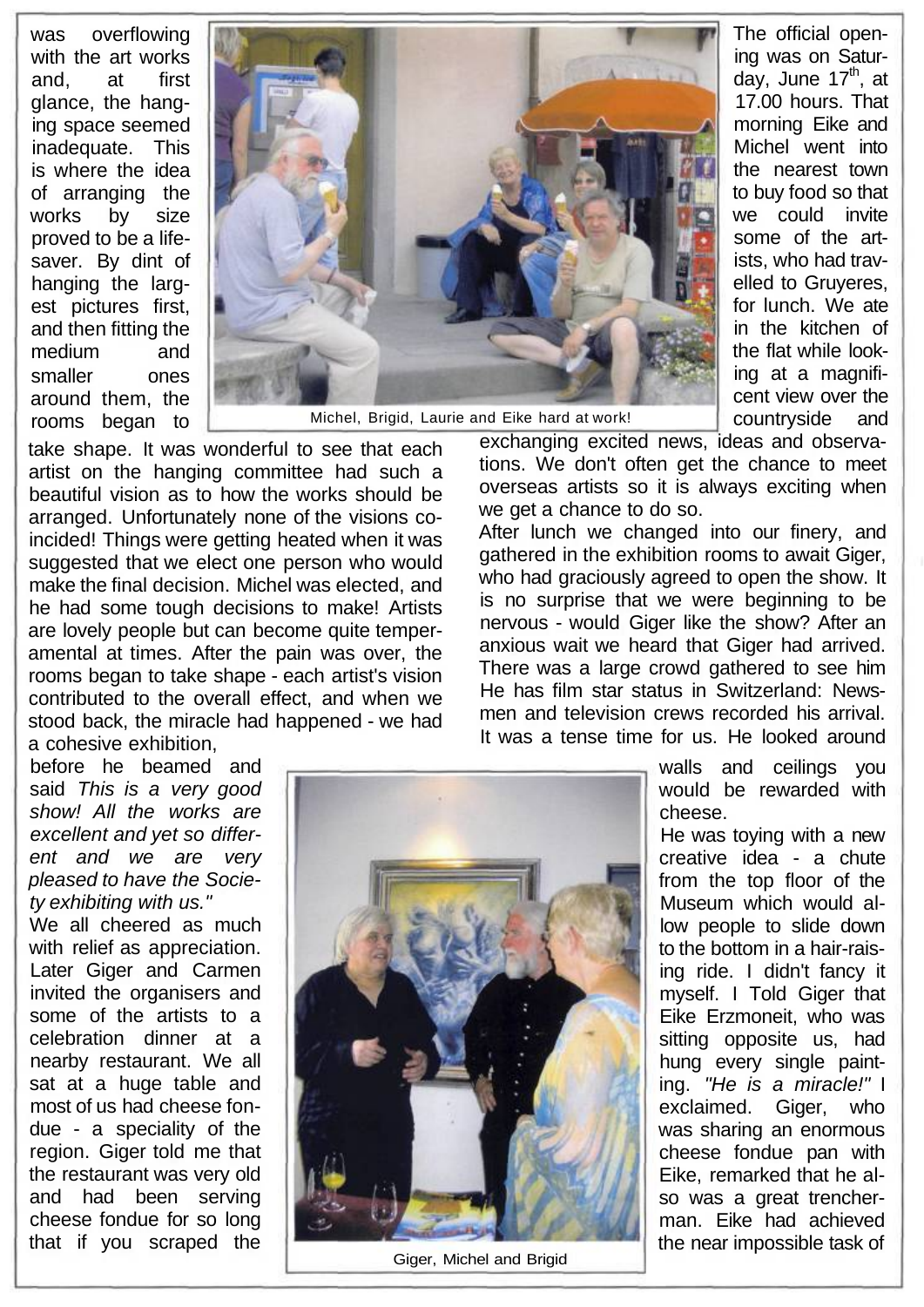was overflowing with the art works and, at first glance, the hanging space seemed inadequate. This is where the idea of arranging the works by size proved to be a lifesaver. By dint of hanging the largest pictures first, and then fitting the medium and smaller ones around them, the rooms began to take shape. It was wonderful to see that each artist on the hanging committee had such a beautiful vision as to how the works should be arranged. Unfortunately none of the visions coincided! Things were getting heated when it was suggested that we elect one person who would make the final decision. Michel was elected, and he had some tough decisions to make! Artists are lovely people but can become quite temperamental at times. After the pain was over, the rooms began to take shape - each artist's vision contributed to the overall effect, and when we stood back, the miracle had happened - we had a cohesive exhibition,

Michel, Brigid, Laurie and Eike hard at work!

The official opening was on Saturday, June 17th, at 17.00 hours. That morning Eike and Michel went into the nearest town to buy food so that we could invite some of the artists, who had travelled to Gruyeres, for lunch. We ate in the kitchen of the flat while looking at a magnificent view over the countryside and exchanging excited news, ideas and observations. We don't often get the chance to meet overseas artists so it is always exciting when we get a chance to do so.

After lunch we changed into our finery, and gathered in the exhibition rooms to await Giger, who had graciously agreed to open the show. It is no surprise that we were beginning to be nervous - would Giger like the show? After an anxious wait we heard that Giger had arrived. There was a large crowd gathered to see him He has film star status in Switzerland: Newsmen and television crews recorded his arrival. It was a tense time for us. He looked around before he beamed and said *This is a very good show! All the works are excellent and yet so different and we are very pleased to have the Society exhibiting with us."*

We all cheered as much with relief as appreciation. Later Giger and Carmen invited the organisers and some of the artists to a celebration dinner at a nearby restaurant. We all sat at a huge table and most of us had cheese fondue - a speciality of the region. Giger told me that the restaurant was very old and had been serving cheese fondue for so long that if you scraped the walls and ceilings you would be rewarded with cheese.

Giger, Michel and Brigid

He was toying with a new creative idea - a chute from the top floor of the Museum which would allow people to slide down to the bottom in a hair-raising ride. I didn't fancy it myself. I Told Giger that Eike Erzmoneit, who was sitting opposite us, had hung every single painting. *"He is a miracle!"* I exclaimed. Giger, who was sharing an enormous cheese fondue pan with Eike, remarked that he also was a great trencherman. Eike had achieved the near impossible task of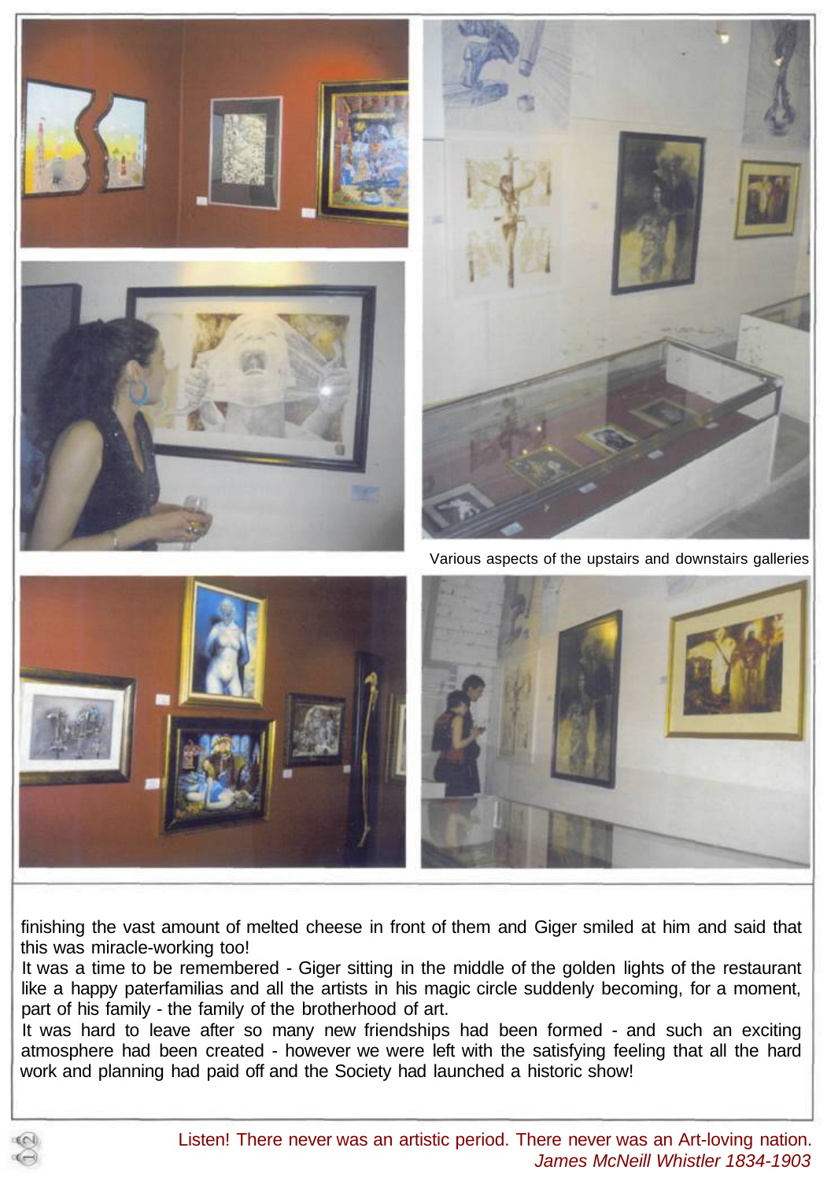Various aspects of the upstairs and downstairs galleries

finishing the vast amount of melted cheese in front of them and Giger smiled at him and said that this was miracle-working too!

It was a time to be remembered - Giger sitting in the middle of the golden lights of the restaurant like a happy paterfamilias and all the artists in his magic circle suddenly becoming, for a moment, part of his family - the family of the brotherhood of art.

It was hard to leave after so many new friendships had been formed - and such an exciting atmosphere had been created - however we were left with the satisfying feeling that all the hard work and planning had paid off and the Society had launched a historic show!

Listen! There never was an artistic period. There never was an Art-loving nation.
*James McNeill Whistler 1834-1903*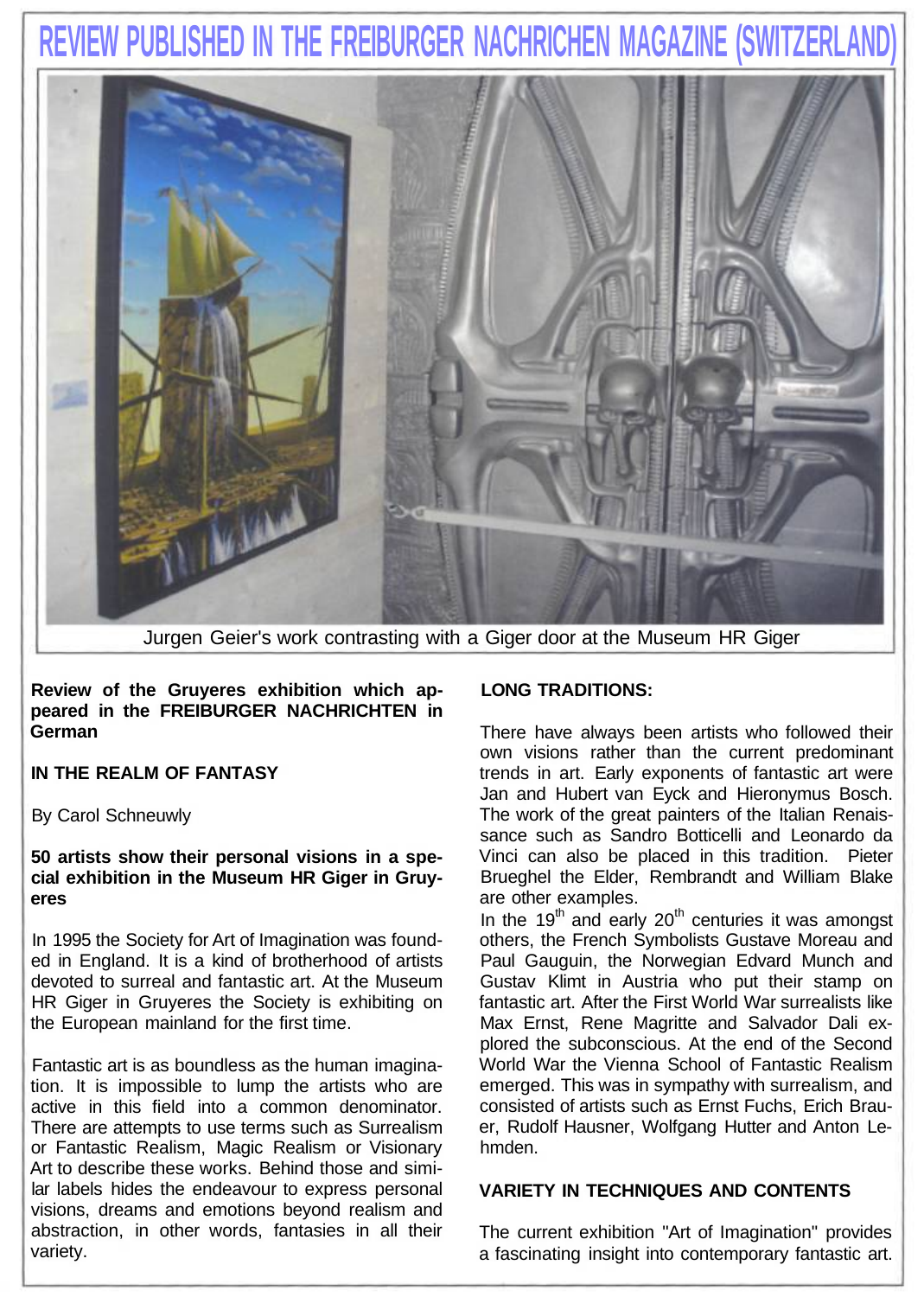# REVIEW PUBLISHED IN THE FREIBURGER NACHRICHEN MAGAZINE (SWITZERLAND)

Jurgen Geier's work contrasting with a Giger door at the Museum HR Giger

**Review of the Gruyeres exhibition which appeared in the FREIBURGER NACHRICHTEN in German**

**IN THE REALM OF FANTASY**

By Carol Schneuwly

**50 artists show their personal visions in a special exhibition in the Museum HR Giger in Gruyeres**

In 1995 the Society for Art of Imagination was founded in England. It is a kind of brotherhood of artists devoted to surreal and fantastic art. At the Museum HR Giger in Gruyeres the Society is exhibiting on the European mainland for the first time.

Fantastic art is as boundless as the human imagination. It is impossible to lump the artists who are active in this field into a common denominator. There are attempts to use terms such as Surrealism or Fantastic Realism, Magic Realism or Visionary Art to describe these works. Behind those and similar labels hides the endeavour to express personal visions, dreams and emotions beyond realism and abstraction, in other words, fantasies in all their variety.

**LONG TRADITIONS:**

There have always been artists who followed their own visions rather than the current predominant trends in art. Early exponents of fantastic art were Jan and Hubert van Eyck and Hieronymus Bosch. The work of the great painters of the Italian Renaissance such as Sandro Botticelli and Leonardo da Vinci can also be placed in this tradition. Pieter Brueghel the Elder, Rembrandt and William Blake are other examples.

In the 19th and early 20th centuries it was amongst others, the French Symbolists Gustave Moreau and Paul Gauguin, the Norwegian Edvard Munch and Gustav Klimt in Austria who put their stamp on fantastic art. After the First World War surrealists like Max Ernst, Rene Magritte and Salvador Dali explored the subconscious. At the end of the Second World War the Vienna School of Fantastic Realism emerged. This was in sympathy with surrealism, and consisted of artists such as Ernst Fuchs, Erich Brauer, Rudolf Hausner, Wolfgang Hutter and Anton Lehmden.

**VARIETY IN TECHNIQUES AND CONTENTS**

The current exhibition "Art of Imagination" provides a fascinating insight into contemporary fantastic art.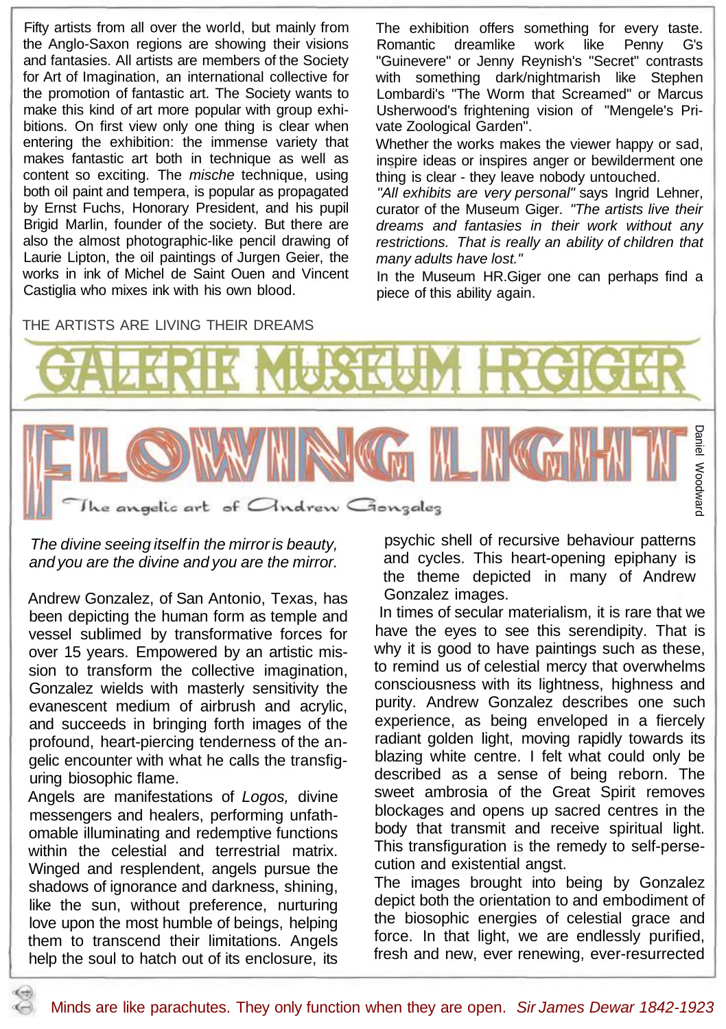Fifty artists from all over the world, but mainly from the Anglo-Saxon regions are showing their visions and fantasies. All artists are members of the Society for Art of Imagination, an international collective for the promotion of fantastic art. The Society wants to make this kind of art more popular with group exhibitions. On first view only one thing is clear when entering the exhibition: the immense variety that makes fantastic art both in technique as well as content so exciting. The *mische* technique, using both oil paint and tempera, is popular as propagated by Ernst Fuchs, Honorary President, and his pupil Brigid Marlin, founder of the society. But there are also the almost photographic-like pencil drawing of Laurie Lipton, the oil paintings of Jurgen Geier, the works in ink of Michel de Saint Ouen and Vincent Castiglia who mixes ink with his own blood.

The exhibition offers something for every taste. Romantic dreamlike work like Penny G's "Guinevere" or Jenny Reynish's "Secret" contrasts with something dark/nightmarish like Stephen Lombardi's "The Worm that Screamed" or Marcus Usherwood's frightening vision of "Mengele's Private Zoological Garden".

Whether the works makes the viewer happy or sad, inspire ideas or inspires anger or bewilderment one thing is clear - they leave nobody untouched.

*"All exhibits are very personal"* says Ingrid Lehner, curator of the Museum Giger. *"The artists live their dreams and fantasies in their work without any restrictions. That is really an ability of children that many adults have lost."*

In the Museum HR.Giger one can perhaps find a piece of this ability again.

THE ARTISTS ARE LIVING THEIR DREAMS

GALERIE MUSEUM HRGIGER

# FLOWING LIGHT

## The angelic art of Andrew Gonzalez

Daniel Woodward

*The divine seeing itself in the mirror is beauty, and you are the divine and you are the mirror.*

Andrew Gonzalez, of San Antonio, Texas, has been depicting the human form as temple and vessel sublimed by transformative forces for over 15 years. Empowered by an artistic mission to transform the collective imagination, Gonzalez wields with masterly sensitivity the evanescent medium of airbrush and acrylic, and succeeds in bringing forth images of the profound, heart-piercing tenderness of the angelic encounter with what he calls the transfiguring biosophic flame.

Angels are manifestations of *Logos,* divine messengers and healers, performing unfathomable illuminating and redemptive functions within the celestial and terrestrial matrix. Winged and resplendent, angels pursue the shadows of ignorance and darkness, shining, like the sun, without preference, nurturing love upon the most humble of beings, helping them to transcend their limitations. Angels help the soul to hatch out of its enclosure, its psychic shell of recursive behaviour patterns and cycles. This heart-opening epiphany is the theme depicted in many of Andrew Gonzalez images.

In times of secular materialism, it is rare that we have the eyes to see this serendipity. That is why it is good to have paintings such as these, to remind us of celestial mercy that overwhelms consciousness with its lightness, highness and purity. Andrew Gonzalez describes one such experience, as being enveloped in a fiercely radiant golden light, moving rapidly towards its blazing white centre. I felt what could only be described as a sense of being reborn. The sweet ambrosia of the Great Spirit removes blockages and opens up sacred centres in the body that transmit and receive spiritual light. This transfiguration is the remedy to self-persecution and existential angst.

The images brought into being by Gonzalez depict both the orientation to and embodiment of the biosophic energies of celestial grace and force. In that light, we are endlessly purified, fresh and new, ever renewing, ever-resurrected

Minds are like parachutes. They only function when they are open. *Sir James Dewar 1842-1923*